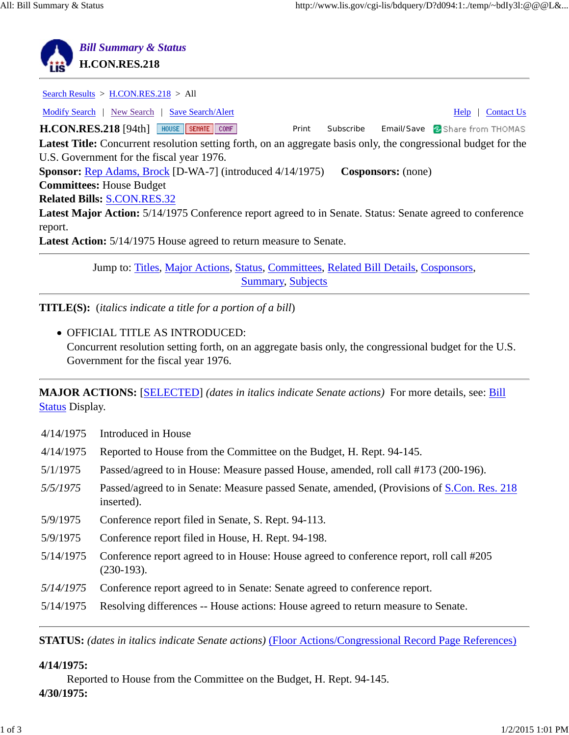# Bill Summary & Status

## H.CON.RES.218

Search Results > H.CON.RES.218 > All

Modify Search | New Search | Save Search/Alert | Help | Contact Us

**H.CON.RES.218** [94th] HOUSE SENATE CONF Print Subscribe Email/Save Share from THOMAS

**Latest Title:** Concurrent resolution setting forth, on an aggregate basis only, the congressional budget for the U.S. Government for the fiscal year 1976.
**Sponsor:** Rep Adams, Brock [D-WA-7] (introduced 4/14/1975) **Cosponsors:** (none)
**Committees:** House Budget
**Related Bills:** S.CON.RES.32
**Latest Major Action:** 5/14/1975 Conference report agreed to in Senate. Status: Senate agreed to conference report.
**Latest Action:** 5/14/1975 House agreed to return measure to Senate.

Jump to: Titles, Major Actions, Status, Committees, Related Bill Details, Cosponsors, Summary, Subjects

**TITLE(S):** (*italics indicate a title for a portion of a bill*)

- OFFICIAL TITLE AS INTRODUCED:
  Concurrent resolution setting forth, on an aggregate basis only, the congressional budget for the U.S. Government for the fiscal year 1976.

**MAJOR ACTIONS:** [SELECTED] *(dates in italics indicate Senate actions)* For more details, see: Bill Status Display.

| | |
|---|---|
| 4/14/1975 | Introduced in House |
| 4/14/1975 | Reported to House from the Committee on the Budget, H. Rept. 94-145. |
| 5/1/1975 | Passed/agreed to in House: Measure passed House, amended, roll call #173 (200-196). |
| *5/5/1975* | Passed/agreed to in Senate: Measure passed Senate, amended, (Provisions of S.Con. Res. 218 inserted). |
| 5/9/1975 | Conference report filed in Senate, S. Rept. 94-113. |
| 5/9/1975 | Conference report filed in House, H. Rept. 94-198. |
| 5/14/1975 | Conference report agreed to in House: House agreed to conference report, roll call #205 (230-193). |
| *5/14/1975* | Conference report agreed to in Senate: Senate agreed to conference report. |
| 5/14/1975 | Resolving differences -- House actions: House agreed to return measure to Senate. |

**STATUS:** *(dates in italics indicate Senate actions)* (Floor Actions/Congressional Record Page References)

**4/14/1975:**
Reported to House from the Committee on the Budget, H. Rept. 94-145.
**4/30/1975:**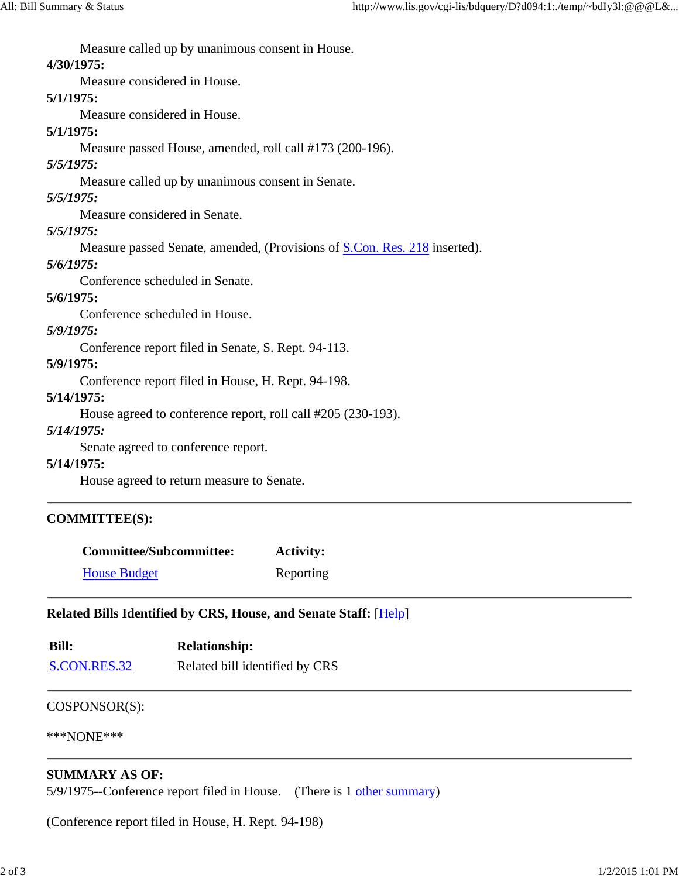Measure called up by unanimous consent in House.

**4/30/1975:**
Measure considered in House.

**5/1/1975:**
Measure considered in House.

**5/1/1975:**
Measure passed House, amended, roll call #173 (200-196).

***5/5/1975:***
Measure called up by unanimous consent in Senate.

***5/5/1975:***
Measure considered in Senate.

***5/5/1975:***
Measure passed Senate, amended, (Provisions of S.Con. Res. 218 inserted).

***5/6/1975:***
Conference scheduled in Senate.

**5/6/1975:**
Conference scheduled in House.

***5/9/1975:***
Conference report filed in Senate, S. Rept. 94-113.

**5/9/1975:**
Conference report filed in House, H. Rept. 94-198.

**5/14/1975:**
House agreed to conference report, roll call #205 (230-193).

***5/14/1975:***
Senate agreed to conference report.

**5/14/1975:**
House agreed to return measure to Senate.

---

**COMMITTEE(S):**

| **Committee/Subcommittee:** | **Activity:** |
|---|---|
| House Budget | Reporting |

---

**Related Bills Identified by CRS, House, and Senate Staff:** [Help]

| **Bill:** | **Relationship:** |
|---|---|
| S.CON.RES.32 | Related bill identified by CRS |

---

COSPONSOR(S):

***NONE***

---

**SUMMARY AS OF:**
5/9/1975--Conference report filed in House. (There is 1 other summary)

(Conference report filed in House, H. Rept. 94-198)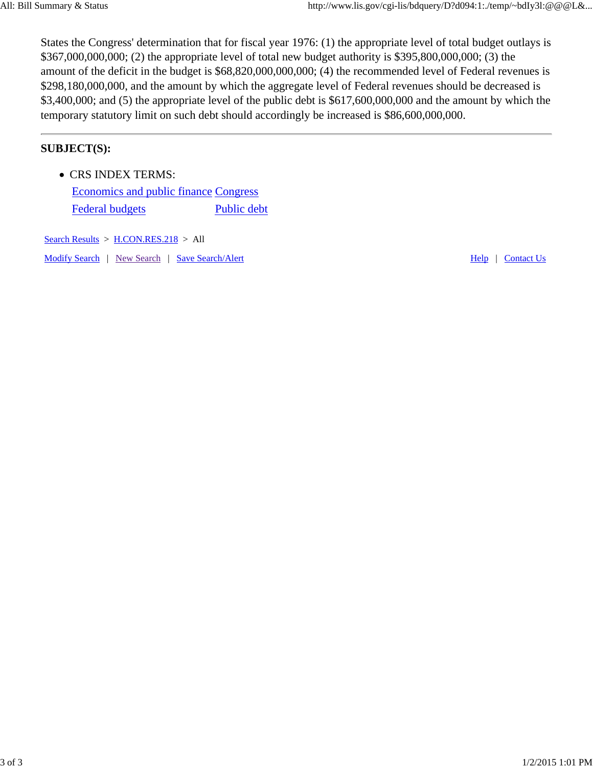States the Congress' determination that for fiscal year 1976: (1) the appropriate level of total budget outlays is $367,000,000,000; (2) the appropriate level of total new budget authority is $395,800,000,000; (3) the amount of the deficit in the budget is $68,820,000,000,000; (4) the recommended level of Federal revenues is $298,180,000,000, and the amount by which the aggregate level of Federal revenues should be decreased is $3,400,000; and (5) the appropriate level of the public debt is $617,600,000,000 and the amount by which the temporary statutory limit on such debt should accordingly be increased is $86,600,000,000.

---

**SUBJECT(S):**

- CRS INDEX TERMS:

  Economics and public finance Congress
  Federal budgets Public debt

Search Results > H.CON.RES.218 > All

Modify Search | New Search | Save Search/Alert     Help | Contact Us